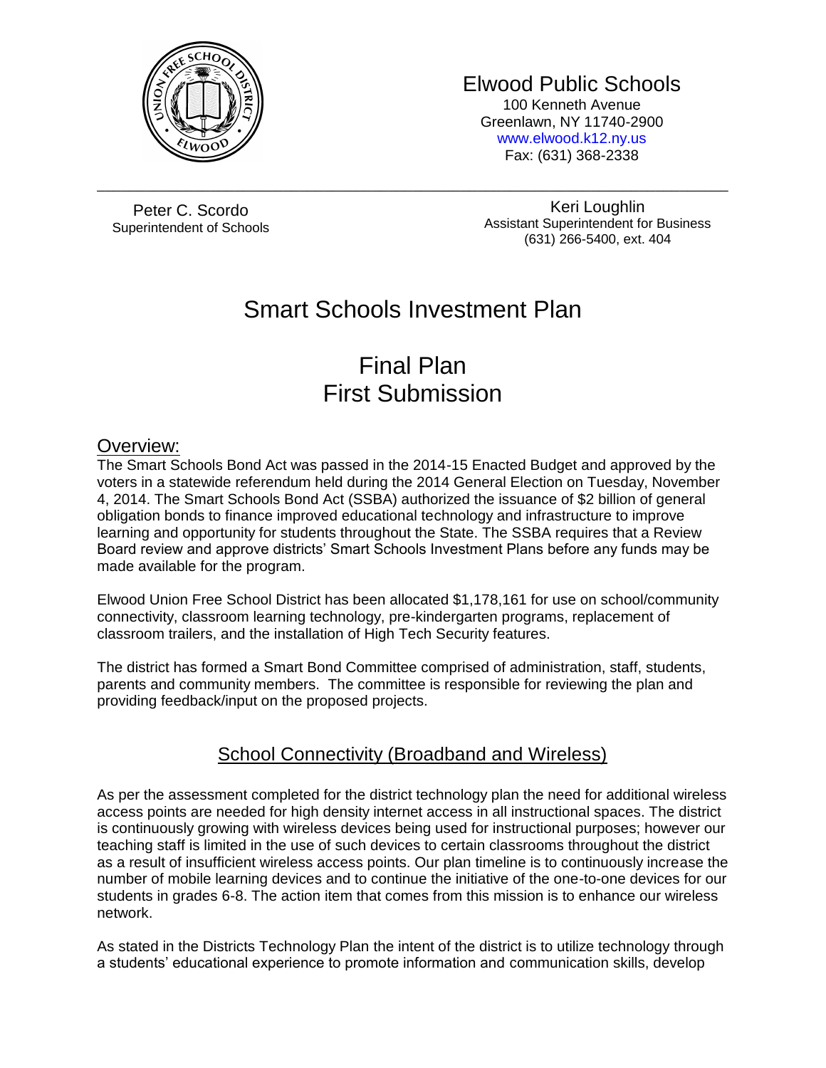# Elwood Public Schools

100 Kenneth Avenue
Greenlawn, NY 11740-2900
www.elwood.k12.ny.us
Fax: (631) 368-2338

---

Peter C. Scordo
Superintendent of Schools

Keri Loughlin
Assistant Superintendent for Business
(631) 266-5400, ext. 404

# Smart Schools Investment Plan

## Final Plan
## First Submission

## Overview:

The Smart Schools Bond Act was passed in the 2014-15 Enacted Budget and approved by the voters in a statewide referendum held during the 2014 General Election on Tuesday, November 4, 2014. The Smart Schools Bond Act (SSBA) authorized the issuance of $2 billion of general obligation bonds to finance improved educational technology and infrastructure to improve learning and opportunity for students throughout the State. The SSBA requires that a Review Board review and approve districts' Smart Schools Investment Plans before any funds may be made available for the program.

Elwood Union Free School District has been allocated $1,178,161 for use on school/community connectivity, classroom learning technology, pre-kindergarten programs, replacement of classroom trailers, and the installation of High Tech Security features.

The district has formed a Smart Bond Committee comprised of administration, staff, students, parents and community members. The committee is responsible for reviewing the plan and providing feedback/input on the proposed projects.

## School Connectivity (Broadband and Wireless)

As per the assessment completed for the district technology plan the need for additional wireless access points are needed for high density internet access in all instructional spaces. The district is continuously growing with wireless devices being used for instructional purposes; however our teaching staff is limited in the use of such devices to certain classrooms throughout the district as a result of insufficient wireless access points. Our plan timeline is to continuously increase the number of mobile learning devices and to continue the initiative of the one-to-one devices for our students in grades 6-8. The action item that comes from this mission is to enhance our wireless network.

As stated in the Districts Technology Plan the intent of the district is to utilize technology through a students' educational experience to promote information and communication skills, develop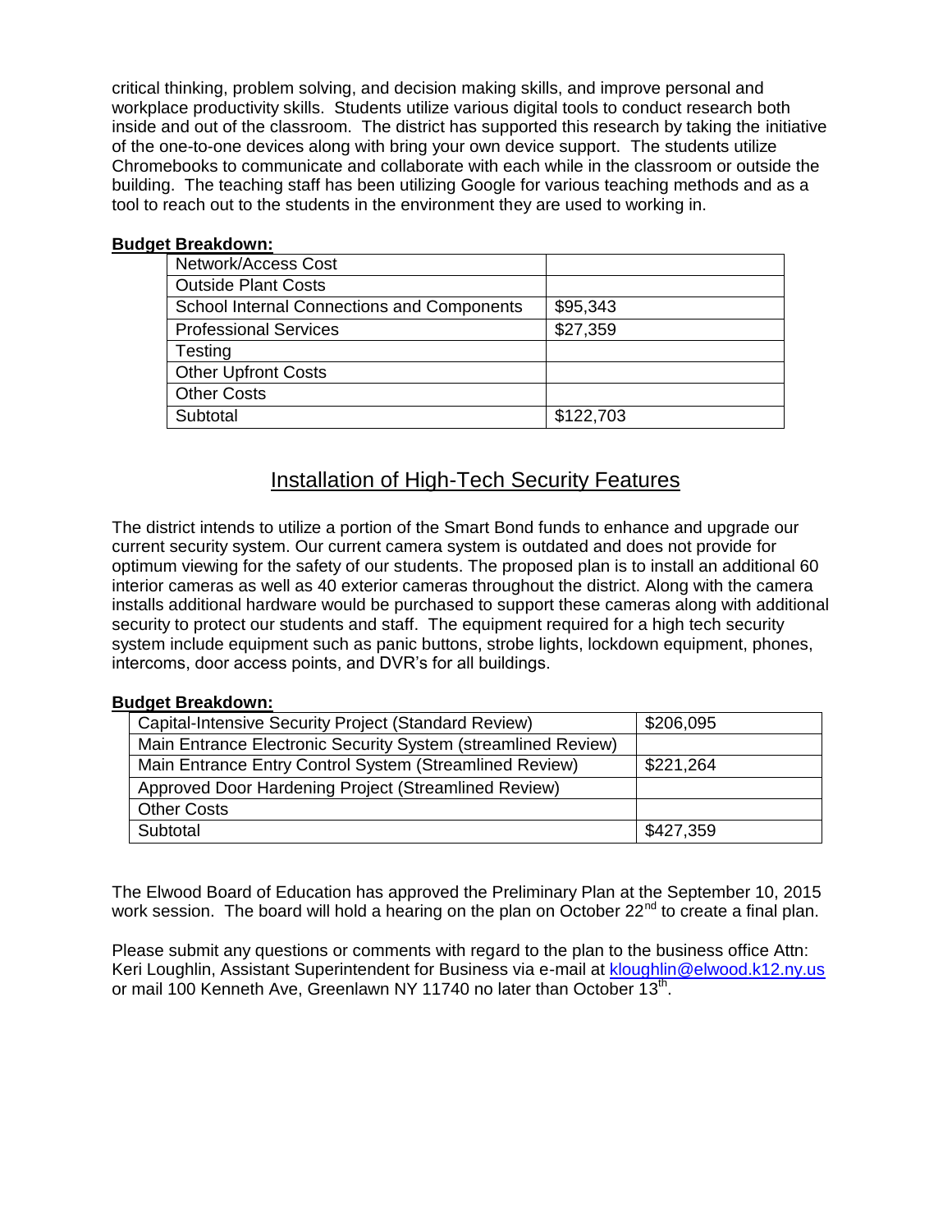critical thinking, problem solving, and decision making skills, and improve personal and workplace productivity skills. Students utilize various digital tools to conduct research both inside and out of the classroom. The district has supported this research by taking the initiative of the one-to-one devices along with bring your own device support. The students utilize Chromebooks to communicate and collaborate with each while in the classroom or outside the building. The teaching staff has been utilizing Google for various teaching methods and as a tool to reach out to the students in the environment they are used to working in.

**Budget Breakdown:**

| | |
|---|---|
| Network/Access Cost | |
| Outside Plant Costs | |
| School Internal Connections and Components | $95,343 |
| Professional Services | $27,359 |
| Testing | |
| Other Upfront Costs | |
| Other Costs | |
| Subtotal | $122,703 |

## Installation of High-Tech Security Features

The district intends to utilize a portion of the Smart Bond funds to enhance and upgrade our current security system. Our current camera system is outdated and does not provide for optimum viewing for the safety of our students. The proposed plan is to install an additional 60 interior cameras as well as 40 exterior cameras throughout the district. Along with the camera installs additional hardware would be purchased to support these cameras along with additional security to protect our students and staff. The equipment required for a high tech security system include equipment such as panic buttons, strobe lights, lockdown equipment, phones, intercoms, door access points, and DVR's for all buildings.

**Budget Breakdown:**

| | |
|---|---|
| Capital-Intensive Security Project (Standard Review) | $206,095 |
| Main Entrance Electronic Security System (streamlined Review) | |
| Main Entrance Entry Control System (Streamlined Review) | $221,264 |
| Approved Door Hardening Project (Streamlined Review) | |
| Other Costs | |
| Subtotal | $427,359 |

The Elwood Board of Education has approved the Preliminary Plan at the September 10, 2015 work session. The board will hold a hearing on the plan on October 22nd to create a final plan.

Please submit any questions or comments with regard to the plan to the business office Attn: Keri Loughlin, Assistant Superintendent for Business via e-mail at kloughlin@elwood.k12.ny.us or mail 100 Kenneth Ave, Greenlawn NY 11740 no later than October 13th.